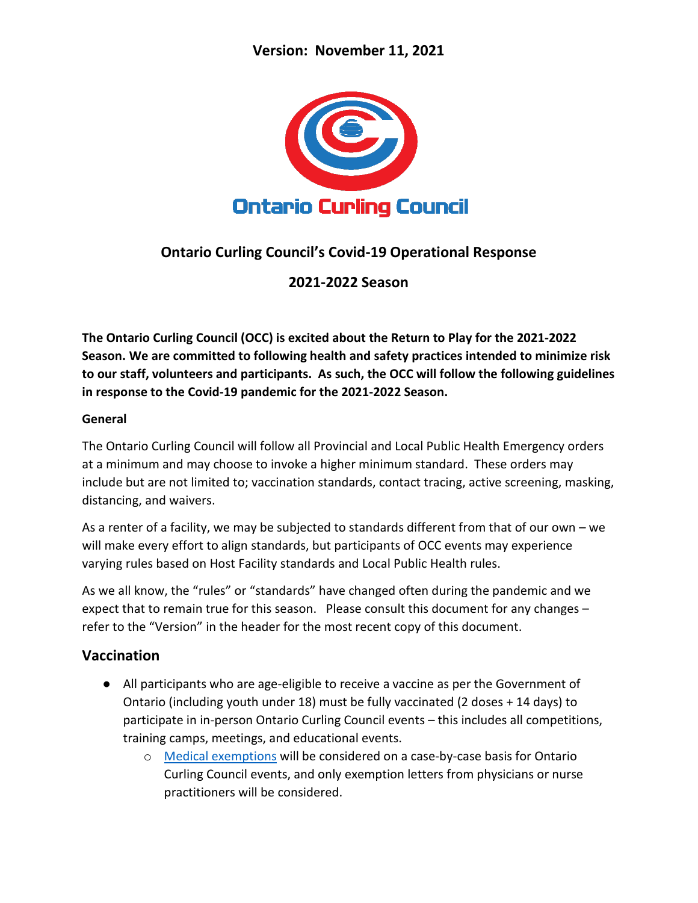**Version: November 11, 2021**

Ontario Curling Council

## Ontario Curling Council's Covid-19 Operational Response

## 2021-2022 Season

**The Ontario Curling Council (OCC) is excited about the Return to Play for the 2021-2022 Season. We are committed to following health and safety practices intended to minimize risk to our staff, volunteers and participants. As such, the OCC will follow the following guidelines in response to the Covid-19 pandemic for the 2021-2022 Season.**

**General**

The Ontario Curling Council will follow all Provincial and Local Public Health Emergency orders at a minimum and may choose to invoke a higher minimum standard. These orders may include but are not limited to; vaccination standards, contact tracing, active screening, masking, distancing, and waivers.

As a renter of a facility, we may be subjected to standards different from that of our own – we will make every effort to align standards, but participants of OCC events may experience varying rules based on Host Facility standards and Local Public Health rules.

As we all know, the "rules" or "standards" have changed often during the pandemic and we expect that to remain true for this season. Please consult this document for any changes – refer to the "Version" in the header for the most recent copy of this document.

## Vaccination

- All participants who are age-eligible to receive a vaccine as per the Government of Ontario (including youth under 18) must be fully vaccinated (2 doses + 14 days) to participate in in-person Ontario Curling Council events – this includes all competitions, training camps, meetings, and educational events.
  - Medical exemptions will be considered on a case-by-case basis for Ontario Curling Council events, and only exemption letters from physicians or nurse practitioners will be considered.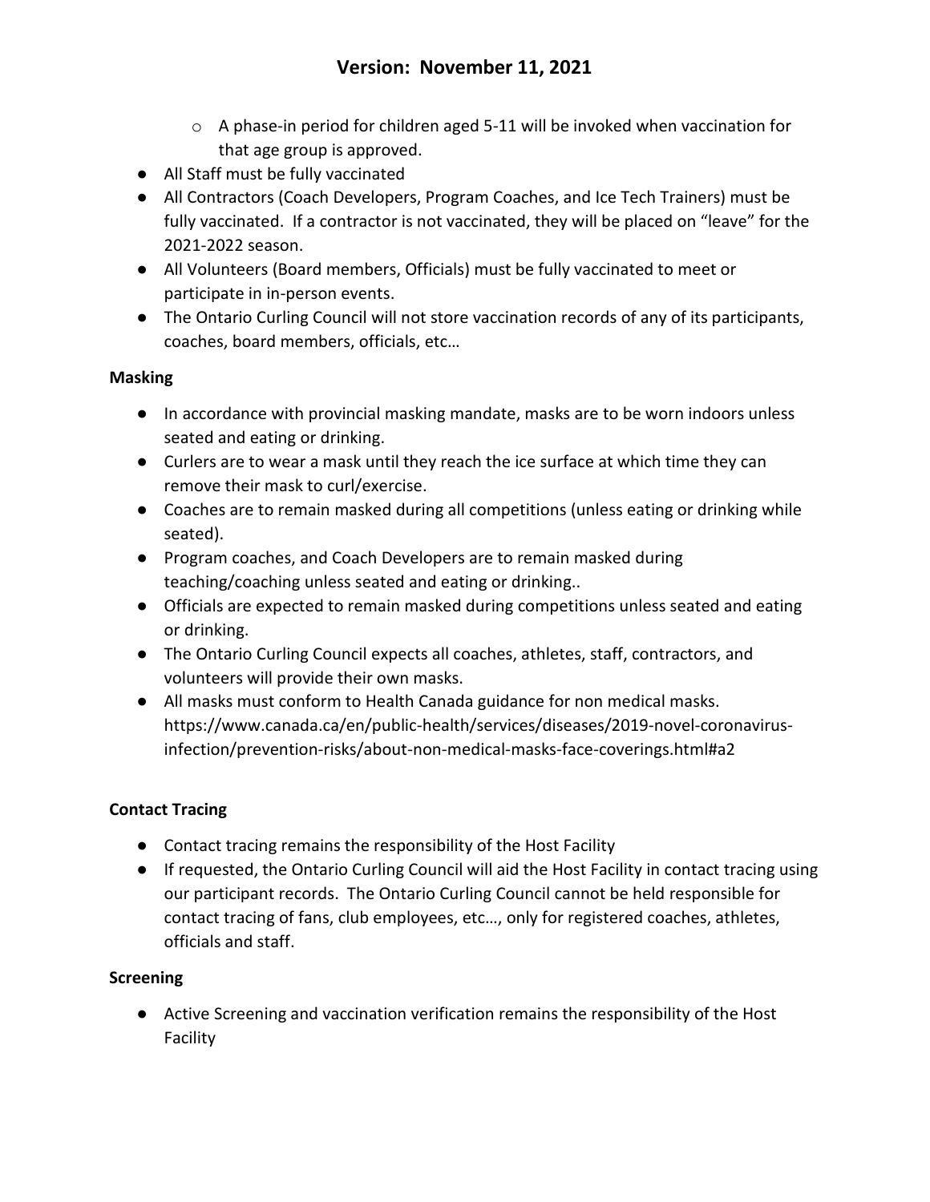- A phase-in period for children aged 5-11 will be invoked when vaccination for that age group is approved.
- All Staff must be fully vaccinated
- All Contractors (Coach Developers, Program Coaches, and Ice Tech Trainers) must be fully vaccinated. If a contractor is not vaccinated, they will be placed on "leave" for the 2021-2022 season.
- All Volunteers (Board members, Officials) must be fully vaccinated to meet or participate in in-person events.
- The Ontario Curling Council will not store vaccination records of any of its participants, coaches, board members, officials, etc…

**Masking**

- In accordance with provincial masking mandate, masks are to be worn indoors unless seated and eating or drinking.
- Curlers are to wear a mask until they reach the ice surface at which time they can remove their mask to curl/exercise.
- Coaches are to remain masked during all competitions (unless eating or drinking while seated).
- Program coaches, and Coach Developers are to remain masked during teaching/coaching unless seated and eating or drinking..
- Officials are expected to remain masked during competitions unless seated and eating or drinking.
- The Ontario Curling Council expects all coaches, athletes, staff, contractors, and volunteers will provide their own masks.
- All masks must conform to Health Canada guidance for non medical masks. https://www.canada.ca/en/public-health/services/diseases/2019-novel-coronavirus-infection/prevention-risks/about-non-medical-masks-face-coverings.html#a2

**Contact Tracing**

- Contact tracing remains the responsibility of the Host Facility
- If requested, the Ontario Curling Council will aid the Host Facility in contact tracing using our participant records. The Ontario Curling Council cannot be held responsible for contact tracing of fans, club employees, etc…, only for registered coaches, athletes, officials and staff.

**Screening**

- Active Screening and vaccination verification remains the responsibility of the Host Facility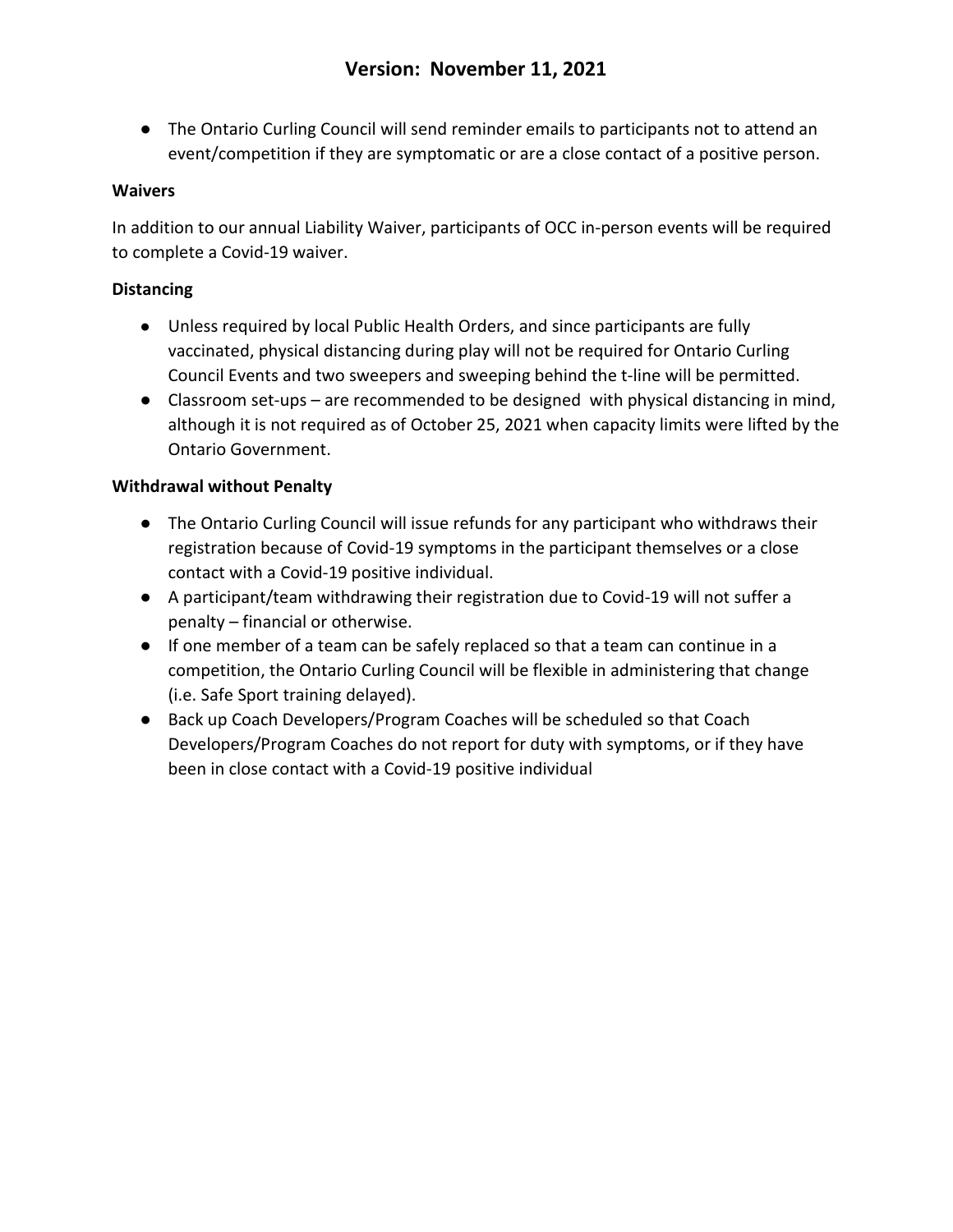- The Ontario Curling Council will send reminder emails to participants not to attend an event/competition if they are symptomatic or are a close contact of a positive person.

**Waivers**

In addition to our annual Liability Waiver, participants of OCC in-person events will be required to complete a Covid-19 waiver.

**Distancing**

- Unless required by local Public Health Orders, and since participants are fully vaccinated, physical distancing during play will not be required for Ontario Curling Council Events and two sweepers and sweeping behind the t-line will be permitted.
- Classroom set-ups – are recommended to be designed with physical distancing in mind, although it is not required as of October 25, 2021 when capacity limits were lifted by the Ontario Government.

**Withdrawal without Penalty**

- The Ontario Curling Council will issue refunds for any participant who withdraws their registration because of Covid-19 symptoms in the participant themselves or a close contact with a Covid-19 positive individual.
- A participant/team withdrawing their registration due to Covid-19 will not suffer a penalty – financial or otherwise.
- If one member of a team can be safely replaced so that a team can continue in a competition, the Ontario Curling Council will be flexible in administering that change (i.e. Safe Sport training delayed).
- Back up Coach Developers/Program Coaches will be scheduled so that Coach Developers/Program Coaches do not report for duty with symptoms, or if they have been in close contact with a Covid-19 positive individual